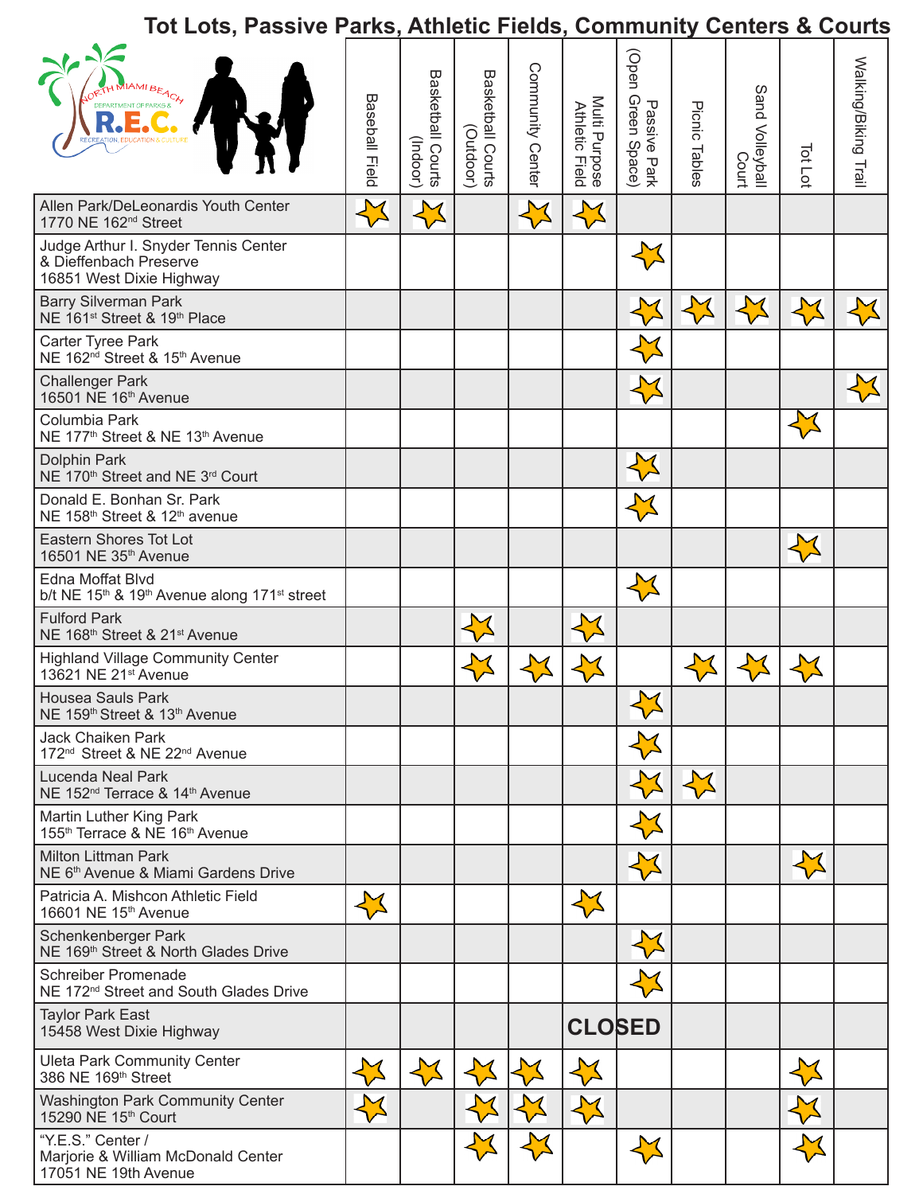# Tot Lots, Passive Parks, Athletic Fields, Community Centers & Courts

NORTH MIAMI BEACH DEPARTMENT OF PARKS & R.E.C. RECREATION, EDUCATION & CULTURE

| | Baseball Field | Basketball Courts (Indoor) | Basketball Courts (Outdoor) | Community Center | Multi Purpose Athletic Field | Passive Park (Open Green Space) | Picnic Tables | Sand Volleyball Court | Tot Lot | Walking/Biking Trail |
|---|---|---|---|---|---|---|---|---|---|---|
| Allen Park/DeLeonardis Youth Center 1770 NE 162nd Street | ★ | ★ | | ★ | ★ | | | | | |
| Judge Arthur I. Snyder Tennis Center & Dieffenbach Preserve 16851 West Dixie Highway | | | | | | ★ | | | | |
| Barry Silverman Park NE 161st Street & 19th Place | | | | | | ★ | ★ | ★ | ★ | ★ |
| Carter Tyree Park NE 162nd Street & 15th Avenue | | | | | | ★ | | | | |
| Challenger Park 16501 NE 16th Avenue | | | | | | ★ | | | | ★ |
| Columbia Park NE 177th Street & NE 13th Avenue | | | | | | | | | ★ | |
| Dolphin Park NE 170th Street and NE 3rd Court | | | | | | ★ | | | | |
| Donald E. Bonhan Sr. Park NE 158th Street & 12th avenue | | | | | | ★ | | | | |
| Eastern Shores Tot Lot 16501 NE 35th Avenue | | | | | | | | | ★ | |
| Edna Moffat Blvd b/t NE 15th & 19th Avenue along 171st street | | | | | | ★ | | | | |
| Fulford Park NE 168th Street & 21st Avenue | | | ★ | | ★ | | | | | |
| Highland Village Community Center 13621 NE 21st Avenue | | | ★ | ★ | ★ | | ★ | ★ | ★ | |
| Housea Sauls Park NE 159th Street & 13th Avenue | | | | | | ★ | | | | |
| Jack Chaiken Park 172nd Street & NE 22nd Avenue | | | | | | ★ | | | | |
| Lucenda Neal Park NE 152nd Terrace & 14th Avenue | | | | | | ★ | ★ | | | |
| Martin Luther King Park 155th Terrace & NE 16th Avenue | | | | | | ★ | | | | |
| Milton Littman Park NE 6th Avenue & Miami Gardens Drive | | | | | | ★ | | | ★ | |
| Patricia A. Mishcon Athletic Field 16601 NE 15th Avenue | ★ | | | | ★ | | | | | |
| Schenkenberger Park NE 169th Street & North Glades Drive | | | | | | ★ | | | | |
| Schreiber Promenade NE 172nd Street and South Glades Drive | | | | | | ★ | | | | |
| Taylor Park East 15458 West Dixie Highway | | | | | CLOSED | | | | | |
| Uleta Park Community Center 386 NE 169th Street | ★ | ★ | ★ | ★ | ★ | | | | ★ | |
| Washington Park Community Center 15290 NE 15th Court | ★ | | ★ | ★ | ★ | | | | ★ | |
| "Y.E.S." Center / Marjorie & William McDonald Center 17051 NE 19th Avenue | | | ★ | ★ | | ★ | | | ★ | |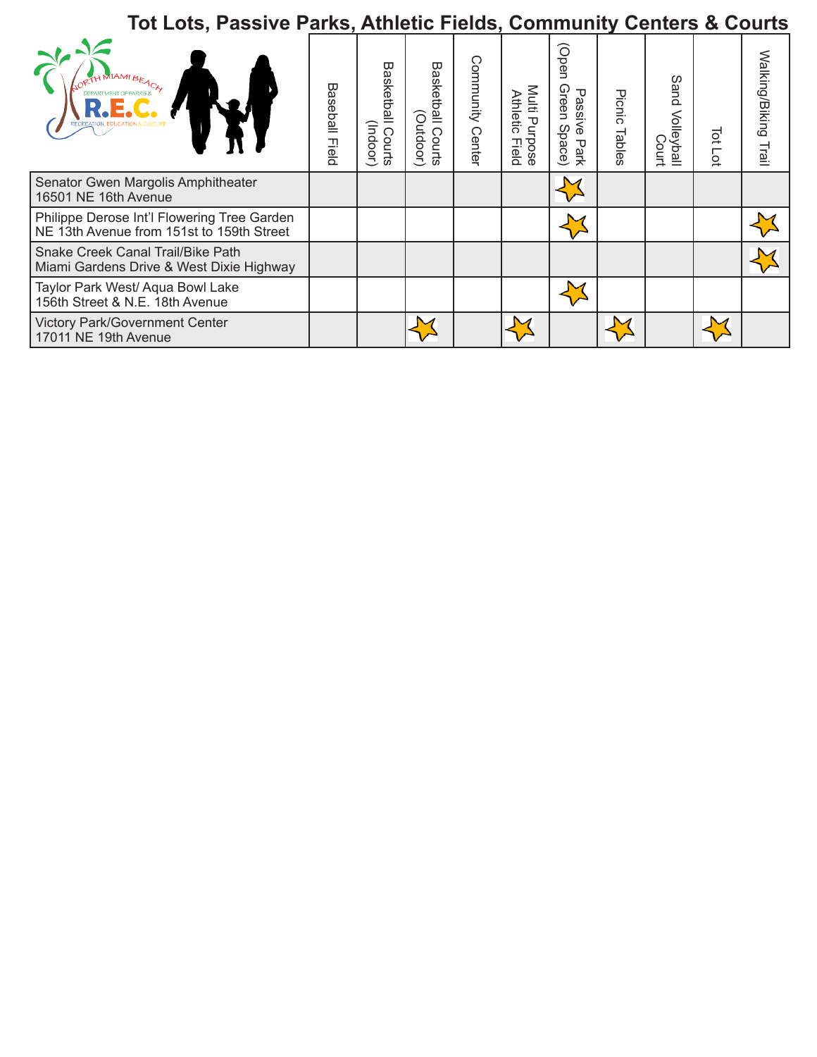# Tot Lots, Passive Parks, Athletic Fields, Community Centers & Courts

| | Baseball Field | Basketball Courts (Indoor) | Basketball Courts (Outdoor) | Community Center | Multi Purpose Athletic Field | Passive Park (Open Green Space) | Picnic Tables | Sand Volleyball Court | Tot Lot | Walking/Biking Trail |
|---|---|---|---|---|---|---|---|---|---|---|
| Senator Gwen Margolis Amphitheater<br>16501 NE 16th Avenue | | | | | | ★ | | | | |
| Philippe Derose Int'l Flowering Tree Garden<br>NE 13th Avenue from 151st to 159th Street | | | | | | ★ | | | | ★ |
| Snake Creek Canal Trail/Bike Path<br>Miami Gardens Drive & West Dixie Highway | | | | | | | | | | ★ |
| Taylor Park West/ Aqua Bowl Lake<br>156th Street & N.E. 18th Avenue | | | | | | ★ | | | | |
| Victory Park/Government Center<br>17011 NE 19th Avenue | | | ★ | | ★ | | ★ | | ★ | |